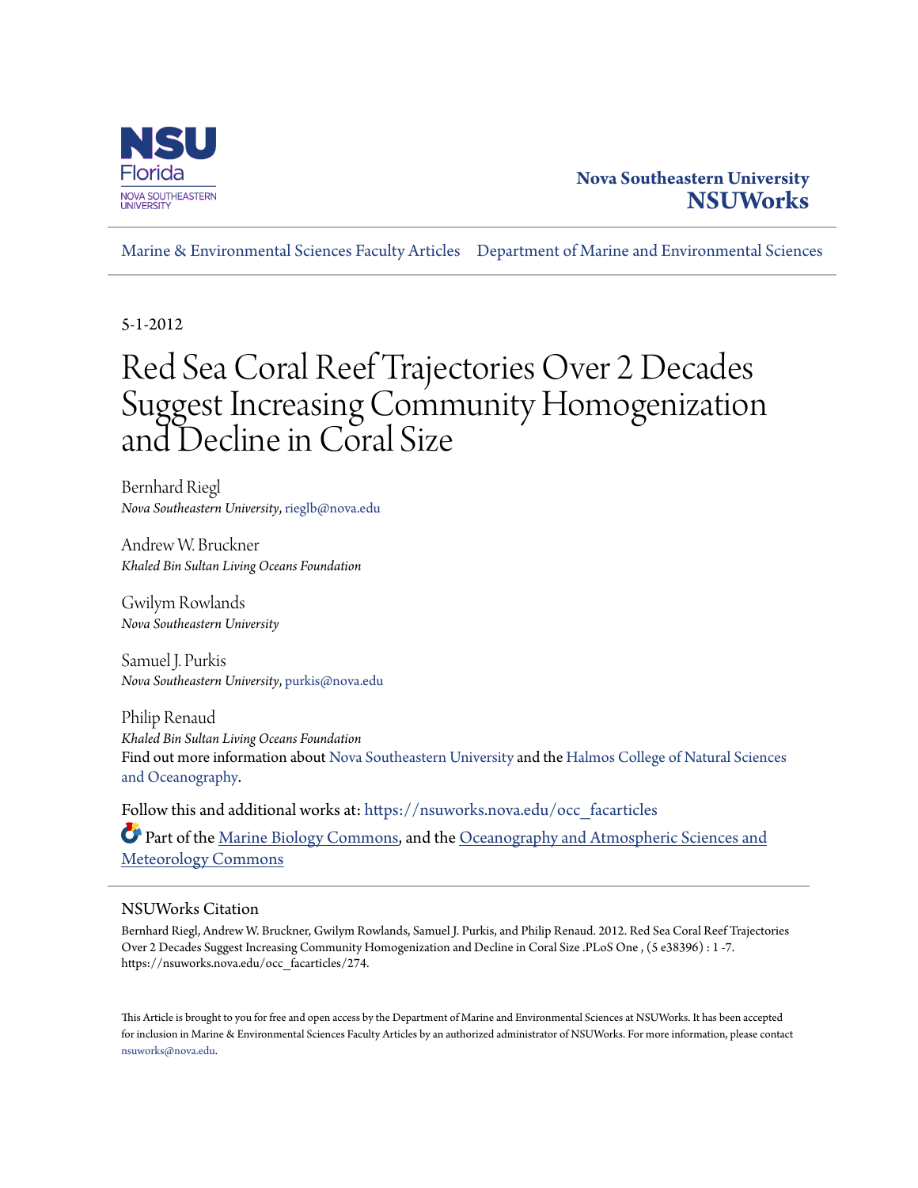Nova Southeastern University
**NSUWorks**

Marine & Environmental Sciences Faculty Articles | Department of Marine and Environmental Sciences

5-1-2012

# Red Sea Coral Reef Trajectories Over 2 Decades Suggest Increasing Community Homogenization and Decline in Coral Size

Bernhard Riegl
*Nova Southeastern University*, rieglb@nova.edu

Andrew W. Bruckner
*Khaled Bin Sultan Living Oceans Foundation*

Gwilym Rowlands
*Nova Southeastern University*

Samuel J. Purkis
*Nova Southeastern University*, purkis@nova.edu

Philip Renaud
*Khaled Bin Sultan Living Oceans Foundation*

Find out more information about Nova Southeastern University and the Halmos College of Natural Sciences and Oceanography.

Follow this and additional works at: https://nsuworks.nova.edu/occ_facarticles

Part of the Marine Biology Commons, and the Oceanography and Atmospheric Sciences and Meteorology Commons

## NSUWorks Citation

Bernhard Riegl, Andrew W. Bruckner, Gwilym Rowlands, Samuel J. Purkis, and Philip Renaud. 2012. Red Sea Coral Reef Trajectories Over 2 Decades Suggest Increasing Community Homogenization and Decline in Coral Size .PLoS One , (5 e38396) : 1 -7. https://nsuworks.nova.edu/occ_facarticles/274.

This Article is brought to you for free and open access by the Department of Marine and Environmental Sciences at NSUWorks. It has been accepted for inclusion in Marine & Environmental Sciences Faculty Articles by an authorized administrator of NSUWorks. For more information, please contact nsuworks@nova.edu.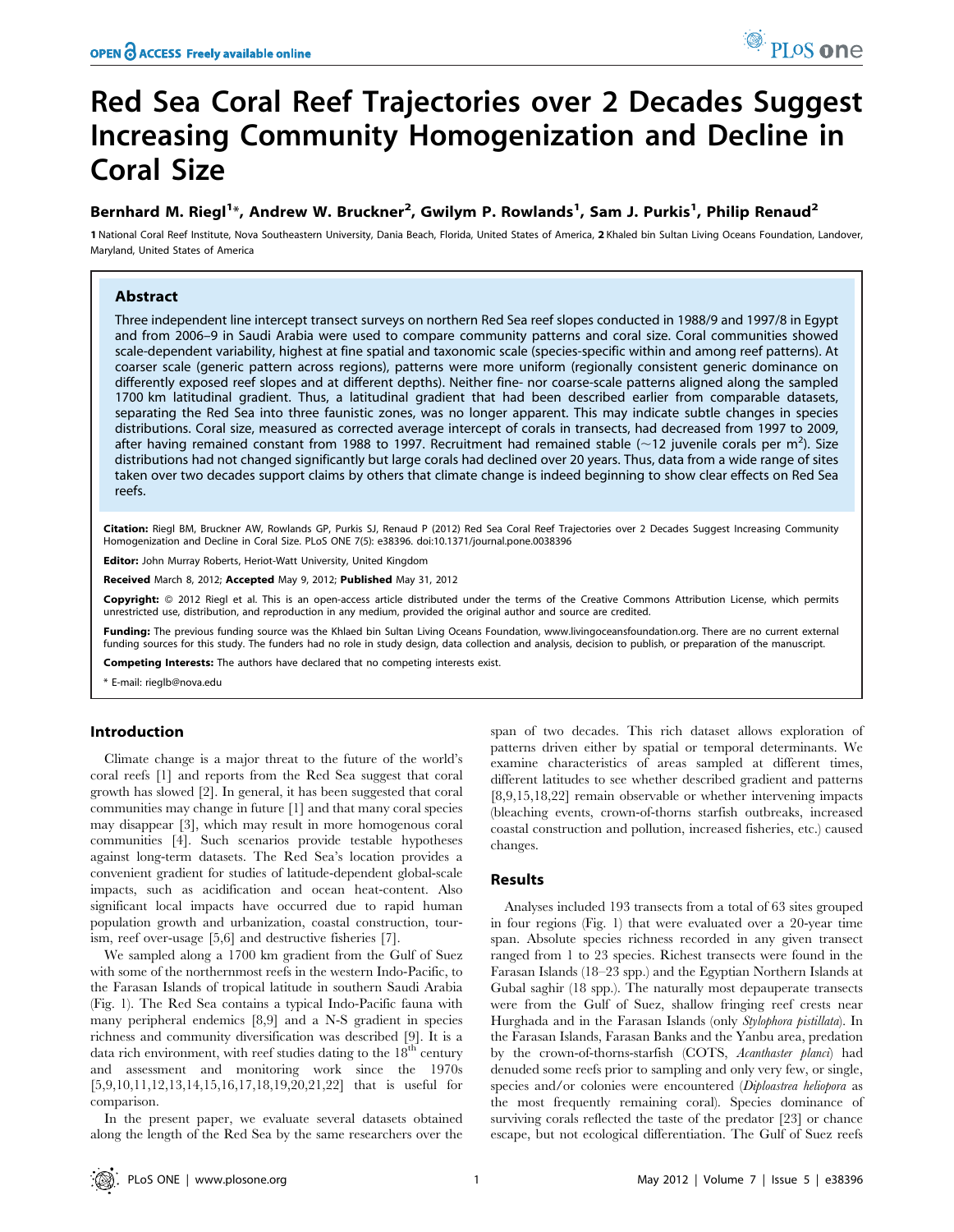# Red Sea Coral Reef Trajectories over 2 Decades Suggest Increasing Community Homogenization and Decline in Coral Size

**Bernhard M. Riegl[1]*, Andrew W. Bruckner[2], Gwilym P. Rowlands[1], Sam J. Purkis[1], Philip Renaud[2]**

1 National Coral Reef Institute, Nova Southeastern University, Dania Beach, Florida, United States of America, 2 Khaled bin Sultan Living Oceans Foundation, Landover, Maryland, United States of America

## Abstract

Three independent line intercept transect surveys on northern Red Sea reef slopes conducted in 1988/9 and 1997/8 in Egypt and from 2006–9 in Saudi Arabia were used to compare community patterns and coral size. Coral communities showed scale-dependent variability, highest at fine spatial and taxonomic scale (species-specific within and among reef patterns). At coarser scale (generic pattern across regions), patterns were more uniform (regionally consistent generic dominance on differently exposed reef slopes and at different depths). Neither fine- nor coarse-scale patterns aligned along the sampled 1700 km latitudinal gradient. Thus, a latitudinal gradient that had been described earlier from comparable datasets, separating the Red Sea into three faunistic zones, was no longer apparent. This may indicate subtle changes in species distributions. Coral size, measured as corrected average intercept of corals in transects, had decreased from 1997 to 2009, after having remained constant from 1988 to 1997. Recruitment had remained stable (~12 juvenile corals per $m^2$). Size distributions had not changed significantly but large corals had declined over 20 years. Thus, data from a wide range of sites taken over two decades support claims by others that climate change is indeed beginning to show clear effects on Red Sea reefs.

**Citation:** Riegl BM, Bruckner AW, Rowlands GP, Purkis SJ, Renaud P (2012) Red Sea Coral Reef Trajectories over 2 Decades Suggest Increasing Community Homogenization and Decline in Coral Size. PLoS ONE 7(5): e38396. doi:10.1371/journal.pone.0038396

**Editor:** John Murray Roberts, Heriot-Watt University, United Kingdom

**Received** March 8, 2012; **Accepted** May 9, 2012; **Published** May 31, 2012

**Copyright:** © 2012 Riegl et al. This is an open-access article distributed under the terms of the Creative Commons Attribution License, which permits unrestricted use, distribution, and reproduction in any medium, provided the original author and source are credited.

**Funding:** The previous funding source was the Khlaed bin Sultan Living Oceans Foundation, www.livingoceansfoundation.org. There are no current external funding sources for this study. The funders had no role in study design, data collection and analysis, decision to publish, or preparation of the manuscript.

**Competing Interests:** The authors have declared that no competing interests exist.

\* E-mail: rieglb@nova.edu

## Introduction

Climate change is a major threat to the future of the world's coral reefs [1] and reports from the Red Sea suggest that coral growth has slowed [2]. In general, it has been suggested that coral communities may change in future [1] and that many coral species may disappear [3], which may result in more homogenous coral communities [4]. Such scenarios provide testable hypotheses against long-term datasets. The Red Sea's location provides a convenient gradient for studies of latitude-dependent global-scale impacts, such as acidification and ocean heat-content. Also significant local impacts have occurred due to rapid human population growth and urbanization, coastal construction, tourism, reef over-usage [5,6] and destructive fisheries [7].

We sampled along a 1700 km gradient from the Gulf of Suez with some of the northernmost reefs in the western Indo-Pacific, to the Farasan Islands of tropical latitude in southern Saudi Arabia (Fig. 1). The Red Sea contains a typical Indo-Pacific fauna with many peripheral endemics [8,9] and a N-S gradient in species richness and community diversification was described [9]. It is a data rich environment, with reef studies dating to the 18th century and assessment and monitoring work since the 1970s [5,9,10,11,12,13,14,15,16,17,18,19,20,21,22] that is useful for comparison.

In the present paper, we evaluate several datasets obtained along the length of the Red Sea by the same researchers over the span of two decades. This rich dataset allows exploration of patterns driven either by spatial or temporal determinants. We examine characteristics of areas sampled at different times, different latitudes to see whether described gradient and patterns [8,9,15,18,22] remain observable or whether intervening impacts (bleaching events, crown-of-thorns starfish outbreaks, increased coastal construction and pollution, increased fisheries, etc.) caused changes.

## Results

Analyses included 193 transects from a total of 63 sites grouped in four regions (Fig. 1) that were evaluated over a 20-year time span. Absolute species richness recorded in any given transect ranged from 1 to 23 species. Richest transects were found in the Farasan Islands (18–23 spp.) and the Egyptian Northern Islands at Gubal saghir (18 spp.). The naturally most depauperate transects were from the Gulf of Suez, shallow fringing reef crests near Hurghada and in the Farasan Islands (only *Stylophora pistillata*). In the Farasan Islands, Farasan Banks and the Yanbu area, predation by the crown-of-thorns-starfish (COTS, *Acanthaster planci*) had denuded some reefs prior to sampling and only very few, or single, species and/or colonies were encountered (*Diploastrea heliopora* as the most frequently remaining coral). Species dominance of surviving corals reflected the taste of the predator [23] or chance escape, but not ecological differentiation. The Gulf of Suez reefs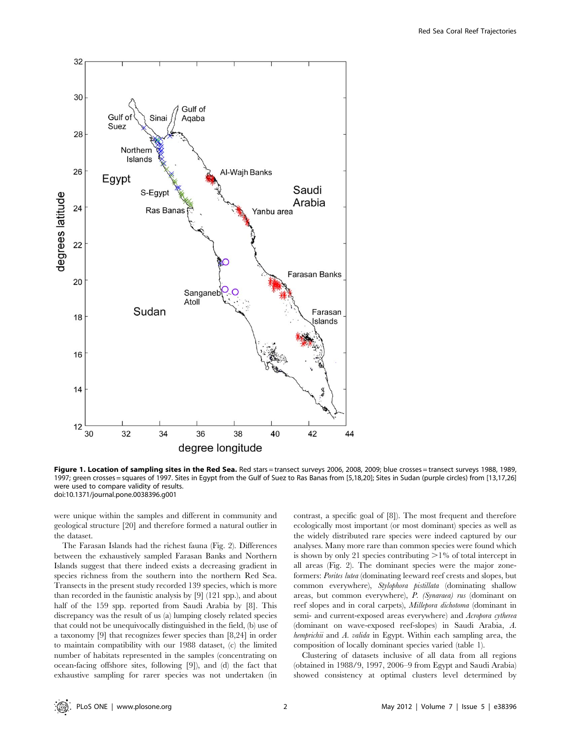**Figure 1. Location of sampling sites in the Red Sea.** Red stars = transect surveys 2006, 2008, 2009; blue crosses = transect surveys 1988, 1989, 1997; green crosses = squares of 1997. Sites in Egypt from the Gulf of Suez to Ras Banas from [5,18,20]; Sites in Sudan (purple circles) from [13,17,26] were used to compare validity of results.
doi:10.1371/journal.pone.0038396.g001

were unique within the samples and different in community and geological structure [20] and therefore formed a natural outlier in the dataset.

The Farasan Islands had the richest fauna (Fig. 2). Differences between the exhaustively sampled Farasan Banks and Northern Islands suggest that there indeed exists a decreasing gradient in species richness from the southern into the northern Red Sea. Transects in the present study recorded 139 species, which is more than recorded in the faunistic analysis by [9] (121 spp.), and about half of the 159 spp. reported from Saudi Arabia by [8]. This discrepancy was the result of us (a) lumping closely related species that could not be unequivocally distinguished in the field, (b) use of a taxonomy [9] that recognizes fewer species than [8,24] in order to maintain compatibility with our 1988 dataset, (c) the limited number of habitats represented in the samples (concentrating on ocean-facing offshore sites, following [9]), and (d) the fact that exhaustive sampling for rarer species was not undertaken (in contrast, a specific goal of [8]). The most frequent and therefore ecologically most important (or most dominant) species as well as the widely distributed rare species were indeed captured by our analyses. Many more rare than common species were found which is shown by only 21 species contributing >1% of total intercept in all areas (Fig. 2). The dominant species were the major zone-formers: *Porites lutea* (dominating leeward reef crests and slopes, but common everywhere), *Stylophora pistillata* (dominating shallow areas, but common everywhere), *P. (Synaraea) rus* (dominant on reef slopes and in coral carpets), *Millepora dichotoma* (dominant in semi- and current-exposed areas everywhere) and *Acropora cytherea* (dominant on wave-exposed reef-slopes) in Saudi Arabia, *A. hemprichii* and *A. valida* in Egypt. Within each sampling area, the composition of locally dominant species varied (table 1).

Clustering of datasets inclusive of all data from all regions (obtained in 1988/9, 1997, 2006–9 from Egypt and Saudi Arabia) showed consistency at optimal clusters level determined by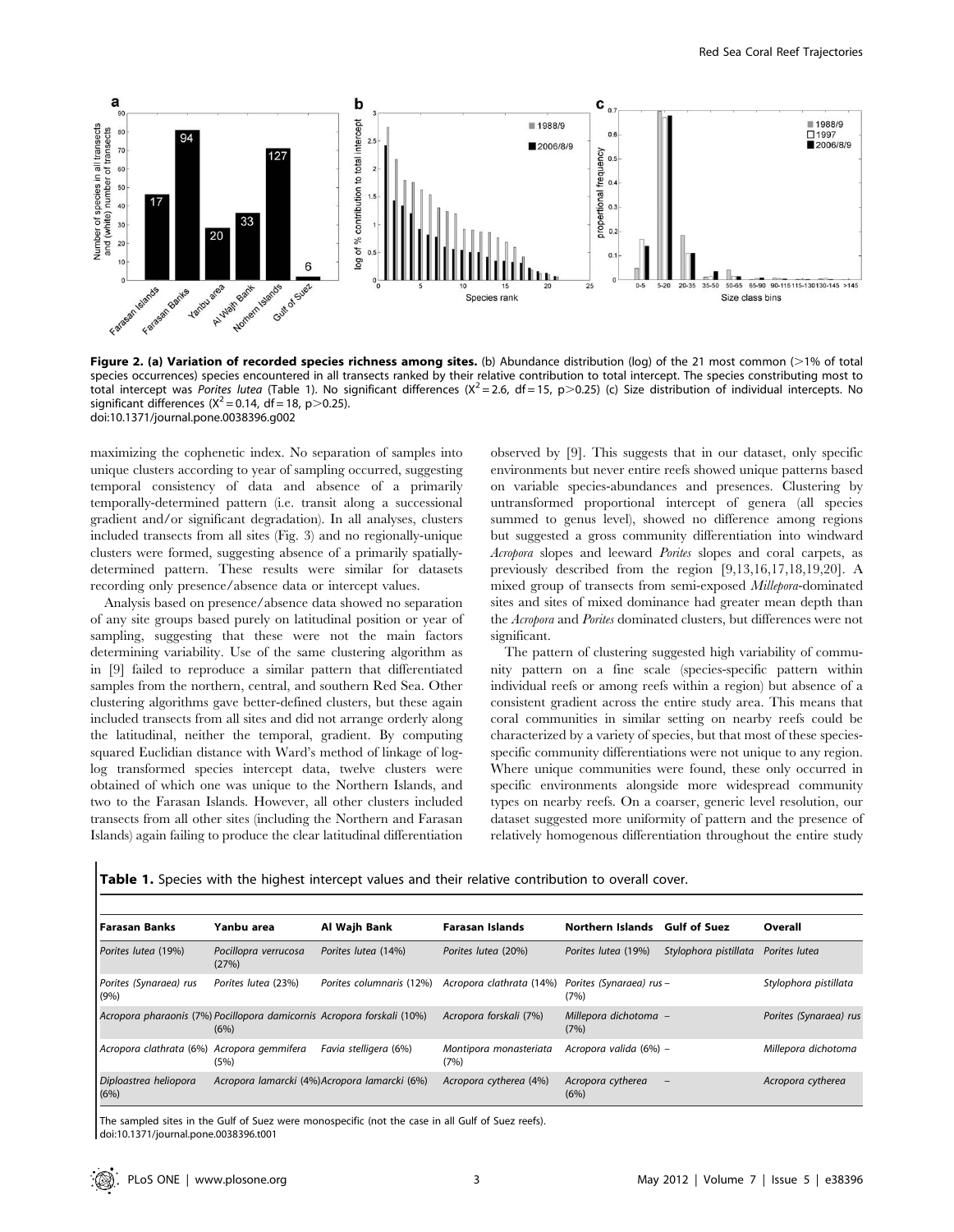**Figure 2. (a) Variation of recorded species richness among sites.** (b) Abundance distribution (log) of the 21 most common (>1% of total species occurrences) species encountered in all transects ranked by their relative contribution to total intercept. The species contributing most to total intercept was *Porites lutea* (Table 1). No significant differences ($X^2 = 2.6$, df = 15, $p > 0.25$) (c) Size distribution of individual intercepts. No significant differences ($X^2 = 0.14$, df = 18, $p > 0.25$).
doi:10.1371/journal.pone.0038396.g002

maximizing the cophenetic index. No separation of samples into unique clusters according to year of sampling occurred, suggesting temporal consistency of data and absence of a primarily temporally-determined pattern (i.e. transit along a successional gradient and/or significant degradation). In all analyses, clusters included transects from all sites (Fig. 3) and no regionally-unique clusters were formed, suggesting absence of a primarily spatially-determined pattern. These results were similar for datasets recording only presence/absence data or intercept values.

Analysis based on presence/absence data showed no separation of any site groups based purely on latitudinal position or year of sampling, suggesting that these were not the main factors determining variability. Use of the same clustering algorithm as in [9] failed to reproduce a similar pattern that differentiated samples from the northern, central, and southern Red Sea. Other clustering algorithms gave better-defined clusters, but these again included transects from all sites and did not arrange orderly along the latitudinal, neither the temporal, gradient. By computing squared Euclidian distance with Ward's method of linkage of log-log transformed species intercept data, twelve clusters were obtained of which one was unique to the Northern Islands, and two to the Farasan Islands. However, all other clusters included transects from all other sites (including the Northern and Farasan Islands) again failing to produce the clear latitudinal differentiation observed by [9]. This suggests that in our dataset, only specific environments but never entire reefs showed unique patterns based on variable species-abundances and presences. Clustering by untransformed proportional intercept of genera (all species summed to genus level), showed no difference among regions but suggested a gross community differentiation into windward *Acropora* slopes and leeward *Porites* slopes and coral carpets, as previously described from the region [9,13,16,17,18,19,20]. A mixed group of transects from semi-exposed *Millepora*-dominated sites and sites of mixed dominance had greater mean depth than the *Acropora* and *Porites* dominated clusters, but differences were not significant.

The pattern of clustering suggested high variability of community pattern on a fine scale (species-specific pattern within individual reefs or among reefs within a region) but absence of a consistent gradient across the entire study area. This means that coral communities in similar setting on nearby reefs could be characterized by a variety of species, but that most of these species-specific community differentiations were not unique to any region. Where unique communities were found, these only occurred in specific environments alongside more widespread community types on nearby reefs. On a coarser, generic level resolution, our dataset suggested more uniformity of pattern and the presence of relatively homogenous differentiation throughout the entire study

**Table 1.** Species with the highest intercept values and their relative contribution to overall cover.

| Farasan Banks | Yanbu area | Al Wajh Bank | Farasan Islands | Northern Islands | Gulf of Suez | Overall |
|---|---|---|---|---|---|---|
| *Porites lutea* (19%) | *Pocillopora verrucosa* (27%) | *Porites lutea* (14%) | *Porites lutea* (20%) | *Porites lutea* (19%) | *Stylophora pistillata* | *Porites lutea* |
| *Porites (Synaraea) rus* (9%) | *Porites lutea* (23%) | *Porites columnaris* (12%) | *Acropora clathrata* (14%) | *Porites (Synaraea) rus* (7%) | – | *Stylophora pistillata* |
| *Acropora pharaonis* (7%) | *Pocillopora damicornis* (6%) | *Acropora forskali* (10%) | *Acropora forskali* (7%) | *Millepora dichotoma* (7%) | – | *Porites (Synaraea) rus* |
| *Acropora clathrata* (6%) | *Acropora gemmifera* (5%) | *Favia stelligera* (6%) | *Montipora monasteriata* (7%) | *Acropora valida* (6%) | – | *Millepora dichotoma* |
| *Diploastrea heliopora* (6%) | *Acropora lamarcki* (4%) | *Acropora lamarcki* (6%) | *Acropora cytherea* (4%) | *Acropora cytherea* (6%) | – | *Acropora cytherea* |

The sampled sites in the Gulf of Suez were monospecific (not the case in all Gulf of Suez reefs).
doi:10.1371/journal.pone.0038396.t001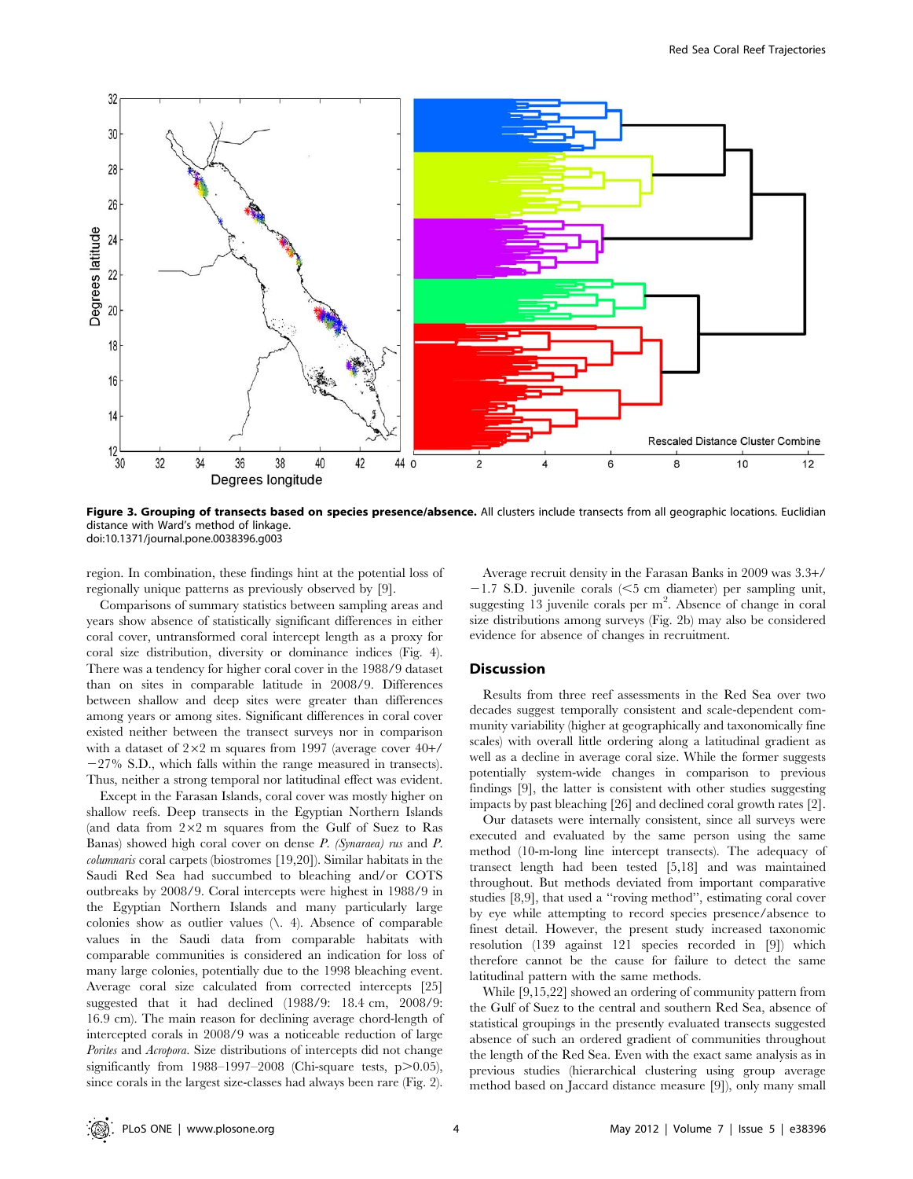**Figure 3. Grouping of transects based on species presence/absence.** All clusters include transects from all geographic locations. Euclidian distance with Ward's method of linkage.
doi:10.1371/journal.pone.0038396.g003

region. In combination, these findings hint at the potential loss of regionally unique patterns as previously observed by [9].

Comparisons of summary statistics between sampling areas and years show absence of statistically significant differences in either coral cover, untransformed coral intercept length as a proxy for coral size distribution, diversity or dominance indices (Fig. 4). There was a tendency for higher coral cover in the 1988/9 dataset than on sites in comparable latitude in 2008/9. Differences between shallow and deep sites were greater than differences among years or among sites. Significant differences in coral cover existed neither between the transect surveys nor in comparison with a dataset of 2×2 m squares from 1997 (average cover 40+/−27% S.D., which falls within the range measured in transects). Thus, neither a strong temporal nor latitudinal effect was evident.

Except in the Farasan Islands, coral cover was mostly higher on shallow reefs. Deep transects in the Egyptian Northern Islands (and data from 2×2 m squares from the Gulf of Suez to Ras Banas) showed high coral cover on dense *P. (Synaraea) rus* and *P. columnaris* coral carpets (biostromes [19,20]). Similar habitats in the Saudi Red Sea had succumbed to bleaching and/or COTS outbreaks by 2008/9. Coral intercepts were highest in 1988/9 in the Egyptian Northern Islands and many particularly large colonies show as outlier values (\. 4). Absence of comparable values in the Saudi data from comparable habitats with comparable communities is considered an indication for loss of many large colonies, potentially due to the 1998 bleaching event. Average coral size calculated from corrected intercepts [25] suggested that it had declined (1988/9: 18.4 cm, 2008/9: 16.9 cm). The main reason for declining average chord-length of intercepted corals in 2008/9 was a noticeable reduction of large *Porites* and *Acropora*. Size distributions of intercepts did not change significantly from 1988–1997–2008 (Chi-square tests, $p>0.05$), since corals in the largest size-classes had always been rare (Fig. 2).

Average recruit density in the Farasan Banks in 2009 was 3.3+/−1.7 S.D. juvenile corals (<5 cm diameter) per sampling unit, suggesting 13 juvenile corals per $m^2$. Absence of change in coral size distributions among surveys (Fig. 2b) may also be considered evidence for absence of changes in recruitment.

## Discussion

Results from three reef assessments in the Red Sea over two decades suggest temporally consistent and scale-dependent community variability (higher at geographically and taxonomically fine scales) with overall little ordering along a latitudinal gradient as well as a decline in average coral size. While the former suggests potentially system-wide changes in comparison to previous findings [9], the latter is consistent with other studies suggesting impacts by past bleaching [26] and declined coral growth rates [2].

Our datasets were internally consistent, since all surveys were executed and evaluated by the same person using the same method (10-m-long line intercept transects). The adequacy of transect length had been tested [5,18] and was maintained throughout. But methods deviated from important comparative studies [8,9], that used a "roving method", estimating coral cover by eye while attempting to record species presence/absence to finest detail. However, the present study increased taxonomic resolution (139 against 121 species recorded in [9]) which therefore cannot be the cause for failure to detect the same latitudinal pattern with the same methods.

While [9,15,22] showed an ordering of community pattern from the Gulf of Suez to the central and southern Red Sea, absence of statistical groupings in the presently evaluated transects suggested absence of such an ordered gradient of communities throughout the length of the Red Sea. Even with the exact same analysis as in previous studies (hierarchical clustering using group average method based on Jaccard distance measure [9]), only many small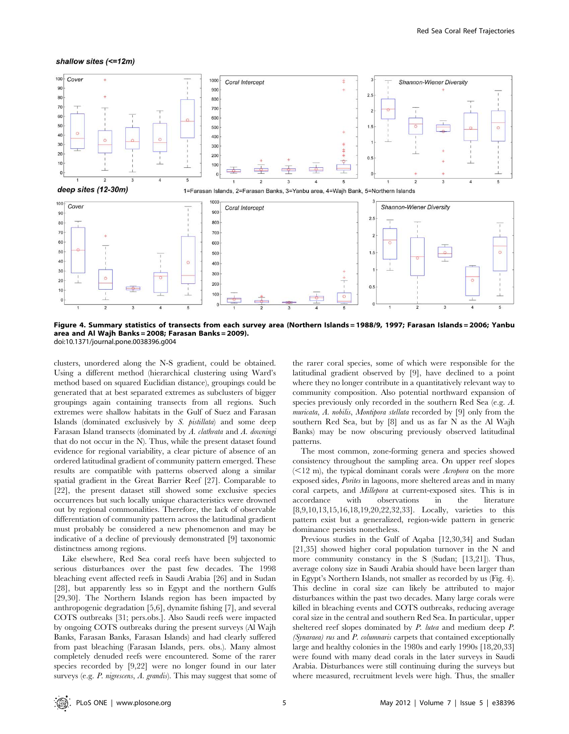Figure 4. Summary statistics of transects from each survey area (Northern Islands = 1988/9, 1997; Farasan Islands = 2006; Yanbu area and Al Wajh Banks = 2008; Farasan Banks = 2009).
doi:10.1371/journal.pone.0038396.g004

clusters, unordered along the N-S gradient, could be obtained. Using a different method (hierarchical clustering using Ward's method based on squared Euclidian distance), groupings could be generated that at best separated extremes as subclusters of bigger groupings again containing transects from all regions. Such extremes were shallow habitats in the Gulf of Suez and Farasan Islands (dominated exclusively by *S. pistillata*) and some deep Farasan Island transects (dominated by *A. clathrata* and *A. downingi* that do not occur in the N). Thus, while the present dataset found evidence for regional variability, a clear picture of absence of an ordered latitudinal gradient of community pattern emerged. These results are compatible with patterns observed along a similar spatial gradient in the Great Barrier Reef [27]. Comparable to [22], the present dataset still showed some exclusive species occurrences but such locally unique characteristics were drowned out by regional commonalities. Therefore, the lack of observable differentiation of community pattern across the latitudinal gradient must probably be considered a new phenomenon and may be indicative of a decline of previously demonstrated [9] taxonomic distinctness among regions.

Like elsewhere, Red Sea coral reefs have been subjected to serious disturbances over the past few decades. The 1998 bleaching event affected reefs in Saudi Arabia [26] and in Sudan [28], but apparently less so in Egypt and the northern Gulfs [29,30]. The Northern Islands region has been impacted by anthropogenic degradation [5,6], dynamite fishing [7], and several COTS outbreaks [31; pers.obs.]. Also Saudi reefs were impacted by ongoing COTS outbreaks during the present surveys (Al Wajh Banks, Farasan Banks, Farasan Islands) and had clearly suffered from past bleaching (Farasan Islands, pers. obs.). Many almost completely denuded reefs were encountered. Some of the rarer species recorded by [9,22] were no longer found in our later surveys (e.g. *P. nigrescens*, *A. grandis*). This may suggest that some of the rarer coral species, some of which were responsible for the latitudinal gradient observed by [9], have declined to a point where they no longer contribute in a quantitatively relevant way to community composition. Also potential northward expansion of species previously only recorded in the southern Red Sea (e.g. *A. muricata*, *A. nobilis*, *Montipora stellata* recorded by [9] only from the southern Red Sea, but by [8] and us as far N as the Al Wajh Banks) may be now obscuring previously observed latitudinal patterns.

The most common, zone-forming genera and species showed consistency throughout the sampling area. On upper reef slopes (<12 m), the typical dominant corals were *Acropora* on the more exposed sides, *Porites* in lagoons, more sheltered areas and in many coral carpets, and *Millepora* at current-exposed sites. This is in accordance with observations in the literature [8,9,10,13,15,16,18,19,20,22,32,33]. Locally, varieties to this pattern exist but a generalized, region-wide pattern in generic dominance persists nonetheless.

Previous studies in the Gulf of Aqaba [12,30,34] and Sudan [21,35] showed higher coral population turnover in the N and more community constancy in the S (Sudan; [13,21]). Thus, average colony size in Saudi Arabia should have been larger than in Egypt's Northern Islands, not smaller as recorded by us (Fig. 4). This decline in coral size can likely be attributed to major disturbances within the past two decades. Many large corals were killed in bleaching events and COTS outbreaks, reducing average coral size in the central and southern Red Sea. In particular, upper sheltered reef slopes dominated by *P. lutea* and medium deep *P. (Synaraea) rus* and *P. columnaris* carpets that contained exceptionally large and healthy colonies in the 1980s and early 1990s [18,20,33] were found with many dead corals in the later surveys in Saudi Arabia. Disturbances were still continuing during the surveys but where measured, recruitment levels were high. Thus, the smaller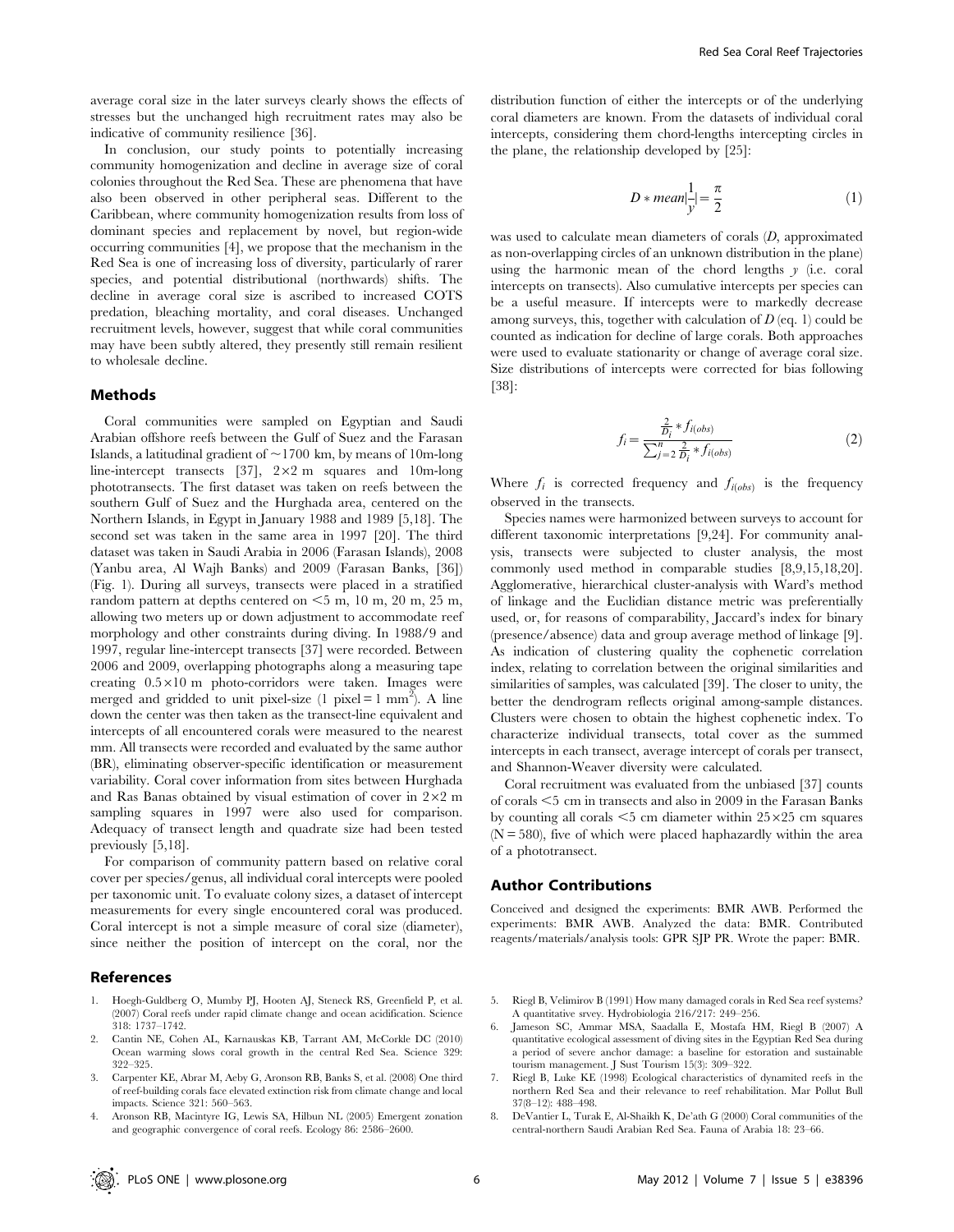average coral size in the later surveys clearly shows the effects of stresses but the unchanged high recruitment rates may also be indicative of community resilience [36].

In conclusion, our study points to potentially increasing community homogenization and decline in average size of coral colonies throughout the Red Sea. These are phenomena that have also been observed in other peripheral seas. Different to the Caribbean, where community homogenization results from loss of dominant species and replacement by novel, but region-wide occurring communities [4], we propose that the mechanism in the Red Sea is one of increasing loss of diversity, particularly of rarer species, and potential distributional (northwards) shifts. The decline in average coral size is ascribed to increased COTS predation, bleaching mortality, and coral diseases. Unchanged recruitment levels, however, suggest that while coral communities may have been subtly altered, they presently still remain resilient to wholesale decline.

## Methods

Coral communities were sampled on Egyptian and Saudi Arabian offshore reefs between the Gulf of Suez and the Farasan Islands, a latitudinal gradient of ~1700 km, by means of 10m-long line-intercept transects [37], $2\times2$ m squares and 10m-long phototransects. The first dataset was taken on reefs between the southern Gulf of Suez and the Hurghada area, centered on the Northern Islands, in Egypt in January 1988 and 1989 [5,18]. The second set was taken in the same area in 1997 [20]. The third dataset was taken in Saudi Arabia in 2006 (Farasan Islands), 2008 (Yanbu area, Al Wajh Banks) and 2009 (Farasan Banks, [36]) (Fig. 1). During all surveys, transects were placed in a stratified random pattern at depths centered on <5 m, 10 m, 20 m, 25 m, allowing two meters up or down adjustment to accommodate reef morphology and other constraints during diving. In 1988/9 and 1997, regular line-intercept transects [37] were recorded. Between 2006 and 2009, overlapping photographs along a measuring tape creating $0.5\times10$ m photo-corridors were taken. Images were merged and gridded to unit pixel-size (1 pixel = 1 mm$^2$). A line down the center was then taken as the transect-line equivalent and intercepts of all encountered corals were measured to the nearest mm. All transects were recorded and evaluated by the same author (BR), eliminating observer-specific identification or measurement variability. Coral cover information from sites between Hurghada and Ras Banas obtained by visual estimation of cover in $2\times2$ m sampling squares in 1997 were also used for comparison. Adequacy of transect length and quadrate size had been tested previously [5,18].

For comparison of community pattern based on relative coral cover per species/genus, all individual coral intercepts were pooled per taxonomic unit. To evaluate colony sizes, a dataset of intercept measurements for every single encountered coral was produced. Coral intercept is not a simple measure of coral size (diameter), since neither the position of intercept on the coral, nor the distribution function of either the intercepts or of the underlying coral diameters are known. From the datasets of individual coral intercepts, considering them chord-lengths intercepting circles in the plane, the relationship developed by [25]:

$$D * mean\left|\frac{1}{y}\right| = \frac{\pi}{2} \tag{1}$$

was used to calculate mean diameters of corals ($D$, approximated as non-overlapping circles of an unknown distribution in the plane) using the harmonic mean of the chord lengths $y$ (i.e. coral intercepts on transects). Also cumulative intercepts per species can be a useful measure. If intercepts were to markedly decrease among surveys, this, together with calculation of $D$ (eq. 1) could be counted as indication for decline of large corals. Both approaches were used to evaluate stationarity or change of average coral size. Size distributions of intercepts were corrected for bias following [38]:

$$f_i = \frac{\frac{2}{D_i} * f_{i(obs)}}{\sum_{j=2}^{n} \frac{2}{D_i} * f_{i(obs)}} \tag{2}$$

Where $f_i$ is corrected frequency and $f_{i(obs)}$ is the frequency observed in the transects.

Species names were harmonized between surveys to account for different taxonomic interpretations [9,24]. For community analysis, transects were subjected to cluster analysis, the most commonly used method in comparable studies [8,9,15,18,20]. Agglomerative, hierarchical cluster-analysis with Ward's method of linkage and the Euclidian distance metric was preferentially used, or, for reasons of comparability, Jaccard's index for binary (presence/absence) data and group average method of linkage [9]. As indication of clustering quality the cophenetic correlation index, relating to correlation between the original similarities and similarities of samples, was calculated [39]. The closer to unity, the better the dendrogram reflects original among-sample distances. Clusters were chosen to obtain the highest cophenetic index. To characterize individual transects, total cover as the summed intercepts in each transect, average intercept of corals per transect, and Shannon-Weaver diversity were calculated.

Coral recruitment was evaluated from the unbiased [37] counts of corals <5 cm in transects and also in 2009 in the Farasan Banks by counting all corals <5 cm diameter within $25\times25$ cm squares (N = 580), five of which were placed haphazardly within the area of a phototransect.

## Author Contributions

Conceived and designed the experiments: BMR AWB. Performed the experiments: BMR AWB. Analyzed the data: BMR. Contributed reagents/materials/analysis tools: GPR SJP PR. Wrote the paper: BMR.

## References

1. Hoegh-Guldberg O, Mumby PJ, Hooten AJ, Steneck RS, Greenfield P, et al. (2007) Coral reefs under rapid climate change and ocean acidification. Science 318: 1737–1742.
2. Cantin NE, Cohen AL, Karnauskas KB, Tarrant AM, McCorkle DC (2010) Ocean warming slows coral growth in the central Red Sea. Science 329: 322–325.
3. Carpenter KE, Abrar M, Aeby G, Aronson RB, Banks S, et al. (2008) One third of reef-building corals face elevated extinction risk from climate change and local impacts. Science 321: 560–563.
4. Aronson RB, Macintyre IG, Lewis SA, Hilbun NL (2005) Emergent zonation and geographic convergence of coral reefs. Ecology 86: 2586–2600.
5. Riegl B, Velimirov B (1991) How many damaged corals in Red Sea reef systems? A quantitative srvey. Hydrobiologia 216/217: 249–256.
6. Jameson SC, Ammar MSA, Saadalla E, Mostafa HM, Riegl B (2007) A quantitative ecological assessment of diving sites in the Egyptian Red Sea during a period of severe anchor damage: a baseline for estoration and sustainable tourism management. J Sust Tourism 15(3): 309–322.
7. Riegl B, Luke KE (1998) Ecological characteristics of dynamited reefs in the northern Red Sea and their relevance to reef rehabilitation. Mar Pollut Bull 37(8–12): 488–498.
8. DeVantier L, Turak E, Al-Shaikh K, De'ath G (2000) Coral communities of the central-northern Saudi Arabian Red Sea. Fauna of Arabia 18: 23–66.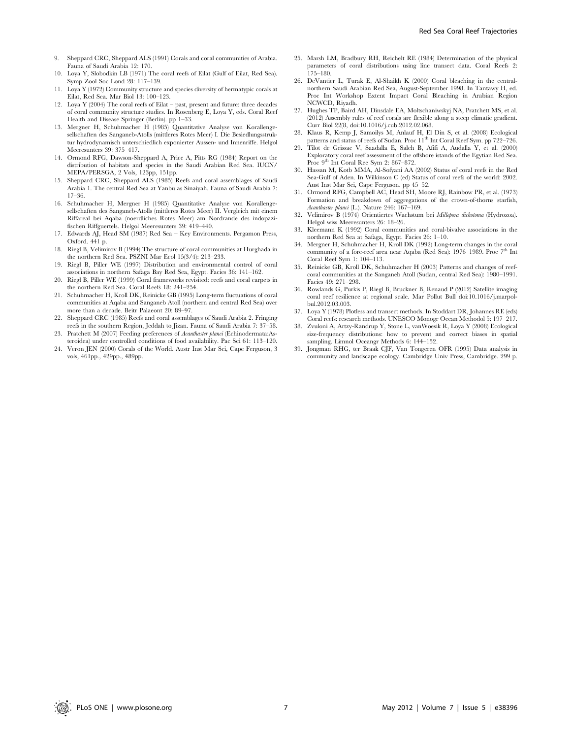9. Sheppard CRC, Sheppard ALS (1991) Corals and coral communities of Arabia. Fauna of Saudi Arabia 12: 170.
10. Loya Y, Slobodkin LB (1971) The coral reefs of Eilat (Gulf of Eilat, Red Sea). Symp Zool Soc Lond 28: 117–139.
11. Loya Y (1972) Community structure and species diversity of hermatypic corals at Eilat, Red Sea. Mar Biol 13: 100–123.
12. Loya Y (2004) The coral reefs of Eilat – past, present and future: three decades of coral community structure studies. In Rosenberg E, Loya Y, eds. Coral Reef Health and Disease Springer (Berlin). pp 1–33.
13. Mergner H, Schuhmacher H (1985) Quantitative Analyse von Korallengesellschaften des Sanganeb-Atolls (mittleres Rotes Meer) I. Die Besiedlungsstruktur hydrodynamisch unterschiedlich exponierter Aussen- und Innenriffe. Helgol Meeresunters 39: 375–417.
14. Ormond RFG, Dawson-Sheppard A, Price A, Pitts RG (1984) Report on the distribution of habitats and species in the Saudi Arabian Red Sea. IUCN/MEPA/PERSGA, 2 Vols, 123pp, 151pp.
15. Sheppard CRC, Sheppard ALS (1985) Reefs and coral assemblages of Saudi Arabia 1. The central Red Sea at Yanbu as Sinaiyah. Fauna of Saudi Arabia 7: 17–36.
16. Schuhmacher H, Mergner H (1985) Quantitative Analyse von Korallengesellschaften des Sanganeb-Atolls (mittleres Rotes Meer) II. Vergleich mit einem Riffareal bei Aqaba (noerdliches Rotes Meer) am Nordrande des indopazifischen Riffguertels. Helgol Meeresunters 39: 419–440.
17. Edwards AJ, Head SM (1987) Red Sea – Key Environments. Pergamon Press, Oxford. 441 p.
18. Riegl B, Velimirov B (1994) The structure of coral communities at Hurghada in the northern Red Sea. PSZNI Mar Ecol 15(3/4): 213–233.
19. Riegl B, Piller WE (1997) Distribution and environmental control of coral associations in northern Safaga Bay Red Sea, Egypt. Facies 36: 141–162.
20. Riegl B, Piller WE (1999) Coral frameworks revisited: reefs and coral carpets in the northern Red Sea. Coral Reefs 18: 241–254.
21. Schuhmacher H, Kroll DK, Reinicke GB (1995) Long-term fluctuations of coral communities at Aqaba and Sanganeb Atoll (northern and central Red Sea) over more than a decade. Beitr Palaeont 20: 89–97.
22. Sheppard CRC (1985) Reefs and coral assemblages of Saudi Arabia 2. Fringing reefs in the southern Region, Jeddah to Jizan. Fauna of Saudi Arabia 7: 37–58.
23. Pratchett M (2007) Feeding preferences of *Acanthaster planci* (Echinodermata:Asteroidea) under controlled conditions of food availability. Pac Sci 61: 113–120.
24. Veron JEN (2000) Corals of the World. Austr Inst Mar Sci, Cape Ferguson, 3 vols, 461pp., 429pp., 489pp.
25. Marsh LM, Bradbury RH, Reichelt RE (1984) Determination of the physical parameters of coral distributions using line transect data. Coral Reefs 2: 175–180.
26. DeVantier L, Turak E, Al-Shaikh K (2000) Coral bleaching in the central-northern Saudi Arabian Red Sea, August-September 1998. In Tantawy H, ed. Proc Int Workshop Extent Impact Coral Bleaching in Arabian Region NCWCD, Riyadh.
27. Hughes TP, Baird AH, Dinsdale EA, Moltschaniwskyj NA, Pratchett MS, et al. (2012) Assembly rules of reef corals are flexible along a steep climatic gradient. Curr Biol 22(8, doi:10.1016/j.cub.2012.02.068.
28. Klaus R, Kemp J, Samoilys M, Anlauf H, El Din S, et al. (2008) Ecological patterns and status of reefs of Sudan. Proc 11th Int Coral Reef Sym. pp 722–726.
29. Tilot de Grissac V, Saadalla E, Saleh B, Afifi A, Audalla Y, et al. (2000) Exploratory coral reef assessment of the offshore istands of the Egytian Red Sea. Proc 9th Int Coral Ree Sym 2: 867–872.
30. Hassan M, Kotb MMA, Al-Sofyani AA (2002) Status of coral reefs in the Red Sea-Gulf of Aden. In Wilkinson C (ed) Status of coral reefs of the world: 2002. Aust Inst Mar Sci, Cape Ferguson. pp 45–52.
31. Ormond RFG, Campbell AC, Head SH, Moore RJ, Rainbow PR, et al. (1973) Formation and breakdown of aggregations of the crown-of-thorns starfish, *Acanthaster planci* (L.). Nature 246: 167–169.
32. Velimirov B (1974) Orientiertes Wachstum bei *Millepora dichotoma* (Hydrozoa). Helgol wiss Meeresunters 26: 18–26.
33. Kleemann K (1992) Coral communities and coral-bivalve associations in the northern Red Sea at Safaga, Egypt. Facies 26: 1–10.
34. Mergner H, Schuhmacher H, Kroll DK (1992) Long-term changes in the coral community of a fore-reef area near Aqaba (Red Sea): 1976–1989. Proc 7th Int Coral Reef Sym 1: 104–113.
35. Reinicke GB, Kroll DK, Schuhmacher H (2003) Patterns and changes of reef-coral communities at the Sanganeb Atoll (Sudan, central Red Sea): 1980–1991. Facies 49: 271–298.
36. Rowlands G, Purkis P, Riegl B, Bruckner B, Renaud P (2012) Satellite imaging coral reef resilience at regional scale. Mar Pollut Bull doi:10.1016/j.marpolbul.2012.03.003.
37. Loya Y (1978) Plotless and transect methods. In Stoddart DR, Johannes RE (eds) Coral reefs: research methods. UNESCO Monogr Ocean Methodol 5: 197–217.
38. Zvuloni A, Artzy-Randrup Y, Stone L, vanWoesik R, Loya Y (2008) Ecological size-frequency distributions: how to prevent and correct biases in spatial sampling. Limnol Oceangr Methods 6: 144–152.
39. Jongman RHG, ter Braak CJF, Van Tongeren OFR (1995) Data analysis in community and landscape ecology. Cambridge Univ Press, Cambridge. 299 p.